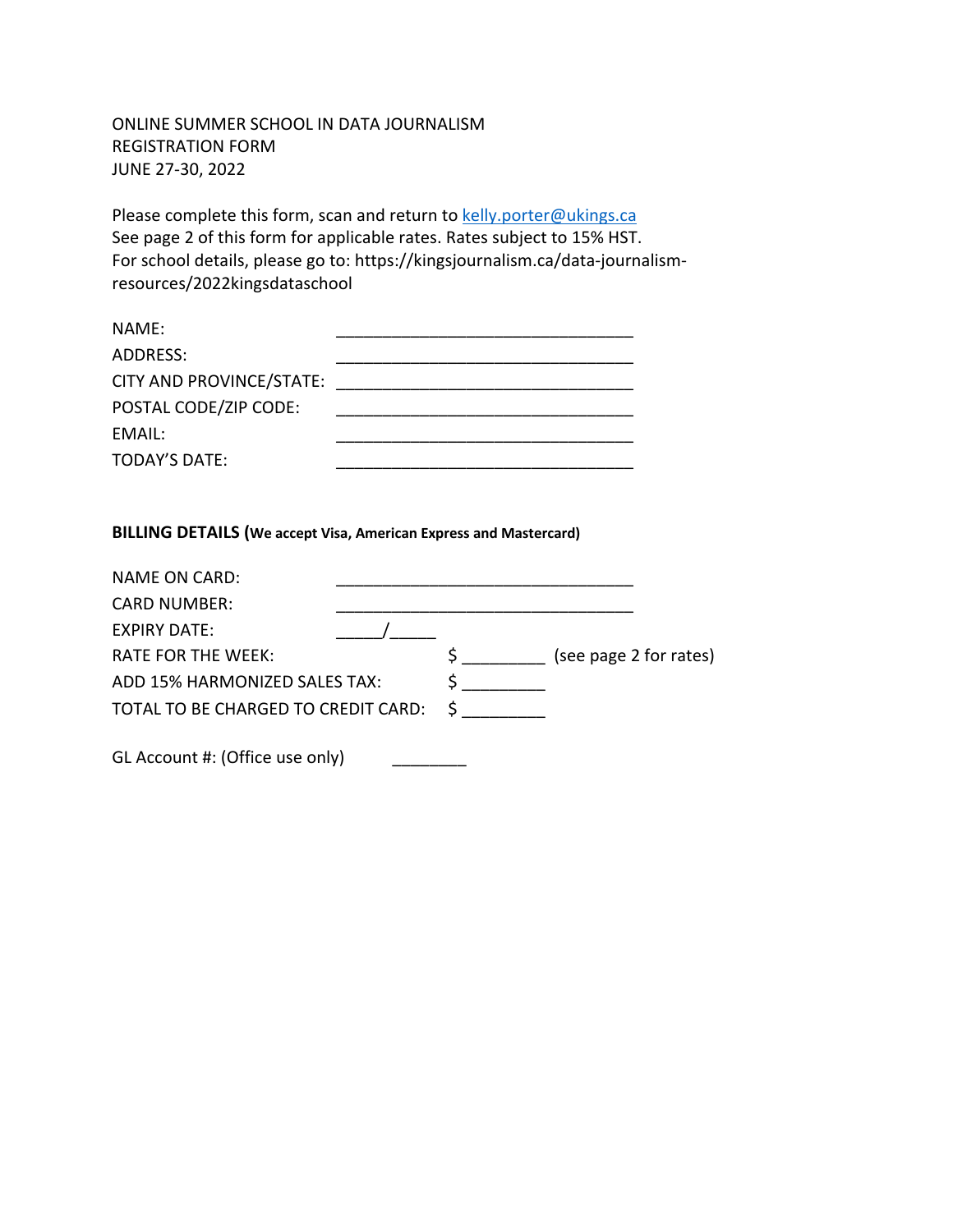ONLINE SUMMER SCHOOL IN DATA JOURNALISM
REGISTRATION FORM
JUNE 27-30, 2022

Please complete this form, scan and return to [kelly.porter@ukings.ca](mailto:kelly.porter@ukings.ca)
See page 2 of this form for applicable rates. Rates subject to 15% HST.
For school details, please go to: https://kingsjournalism.ca/data-journalism-resources/2022kingsdataschool

NAME: ________________________________

ADDRESS: ________________________________

CITY AND PROVINCE/STATE: ________________________________

POSTAL CODE/ZIP CODE: ________________________________

EMAIL: ________________________________

TODAY'S DATE: ________________________________

**BILLING DETAILS (We accept Visa, American Express and Mastercard)**

NAME ON CARD: ________________________________

CARD NUMBER: ________________________________

EXPIRY DATE: _____/_____

RATE FOR THE WEEK: $ _________ (see page 2 for rates)

ADD 15% HARMONIZED SALES TAX: $ _________

TOTAL TO BE CHARGED TO CREDIT CARD: $ _________

GL Account #: (Office use only) ________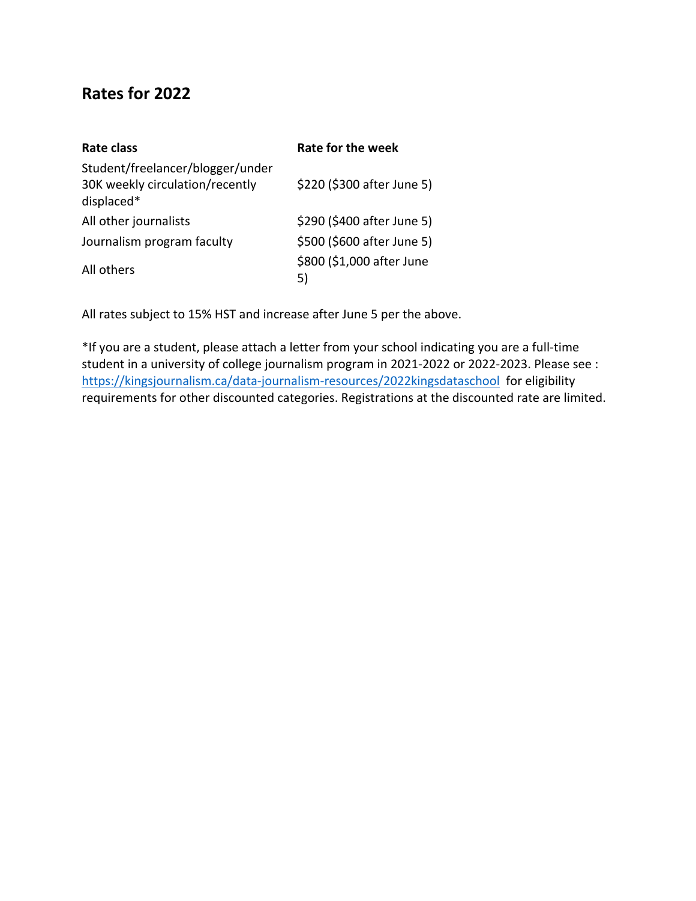## Rates for 2022

| Rate class | Rate for the week |
| --- | --- |
| Student/freelancer/blogger/under 30K weekly circulation/recently displaced* | $220 ($300 after June 5) |
| All other journalists | $290 ($400 after June 5) |
| Journalism program faculty | $500 ($600 after June 5) |
| All others | $800 ($1,000 after June 5) |

All rates subject to 15% HST and increase after June 5 per the above.

*If you are a student, please attach a letter from your school indicating you are a full-time student in a university of college journalism program in 2021-2022 or 2022-2023. Please see : https://kingsjournalism.ca/data-journalism-resources/2022kingsdataschool for eligibility requirements for other discounted categories. Registrations at the discounted rate are limited.